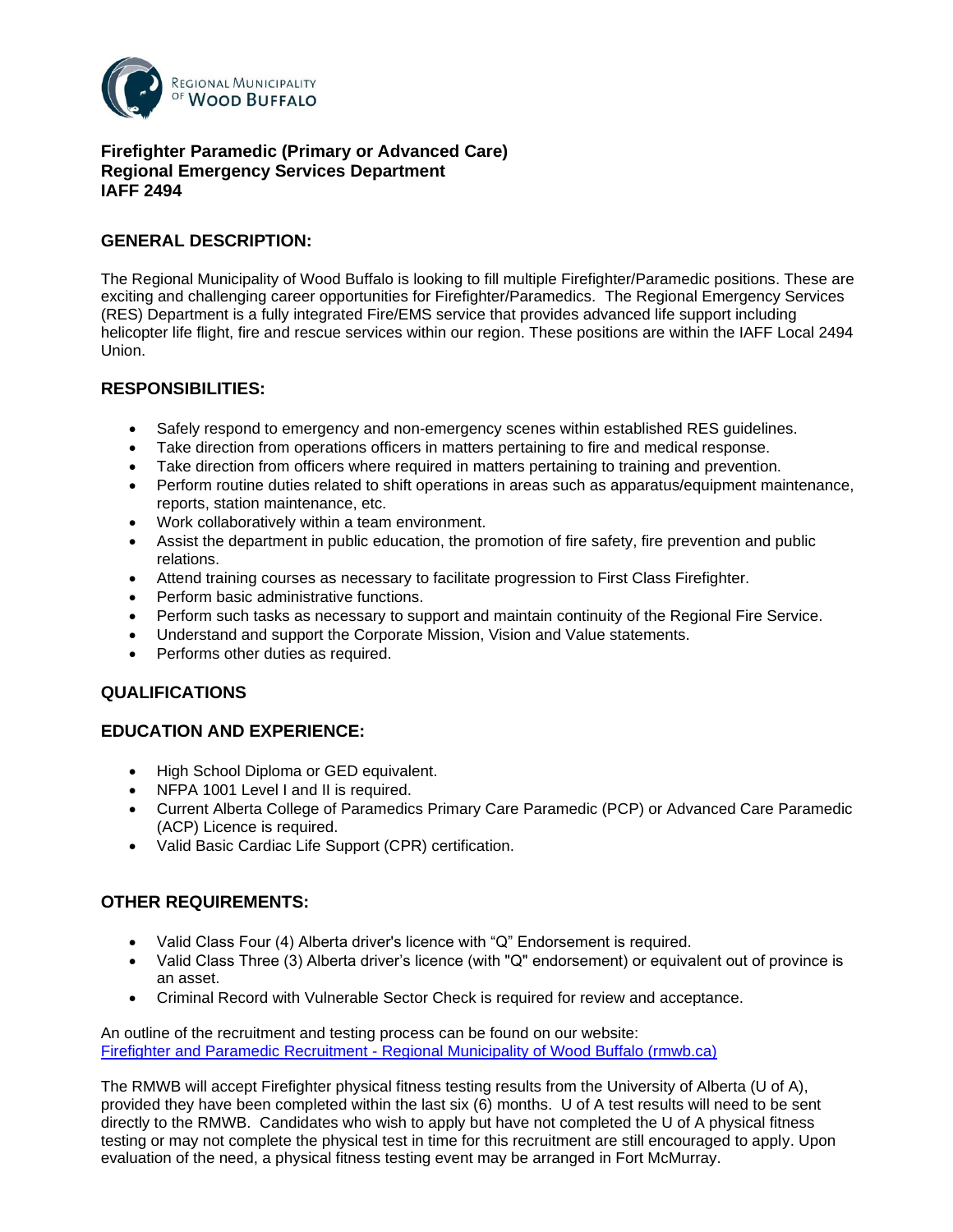Regional Municipality of Wood Buffalo

**Firefighter Paramedic (Primary or Advanced Care)**
**Regional Emergency Services Department**
**IAFF 2494**

## GENERAL DESCRIPTION:

The Regional Municipality of Wood Buffalo is looking to fill multiple Firefighter/Paramedic positions. These are exciting and challenging career opportunities for Firefighter/Paramedics. The Regional Emergency Services (RES) Department is a fully integrated Fire/EMS service that provides advanced life support including helicopter life flight, fire and rescue services within our region. These positions are within the IAFF Local 2494 Union.

## RESPONSIBILITIES:

- Safely respond to emergency and non-emergency scenes within established RES guidelines.
- Take direction from operations officers in matters pertaining to fire and medical response.
- Take direction from officers where required in matters pertaining to training and prevention.
- Perform routine duties related to shift operations in areas such as apparatus/equipment maintenance, reports, station maintenance, etc.
- Work collaboratively within a team environment.
- Assist the department in public education, the promotion of fire safety, fire prevention and public relations.
- Attend training courses as necessary to facilitate progression to First Class Firefighter.
- Perform basic administrative functions.
- Perform such tasks as necessary to support and maintain continuity of the Regional Fire Service.
- Understand and support the Corporate Mission, Vision and Value statements.
- Performs other duties as required.

## QUALIFICATIONS

## EDUCATION AND EXPERIENCE:

- High School Diploma or GED equivalent.
- NFPA 1001 Level I and II is required.
- Current Alberta College of Paramedics Primary Care Paramedic (PCP) or Advanced Care Paramedic (ACP) Licence is required.
- Valid Basic Cardiac Life Support (CPR) certification.

## OTHER REQUIREMENTS:

- Valid Class Four (4) Alberta driver's licence with "Q" Endorsement is required.
- Valid Class Three (3) Alberta driver's licence (with "Q" endorsement) or equivalent out of province is an asset.
- Criminal Record with Vulnerable Sector Check is required for review and acceptance.

An outline of the recruitment and testing process can be found on our website:
[Firefighter and Paramedic Recruitment - Regional Municipality of Wood Buffalo (rmwb.ca)](rmwb.ca)

The RMWB will accept Firefighter physical fitness testing results from the University of Alberta (U of A), provided they have been completed within the last six (6) months. U of A test results will need to be sent directly to the RMWB. Candidates who wish to apply but have not completed the U of A physical fitness testing or may not complete the physical test in time for this recruitment are still encouraged to apply. Upon evaluation of the need, a physical fitness testing event may be arranged in Fort McMurray.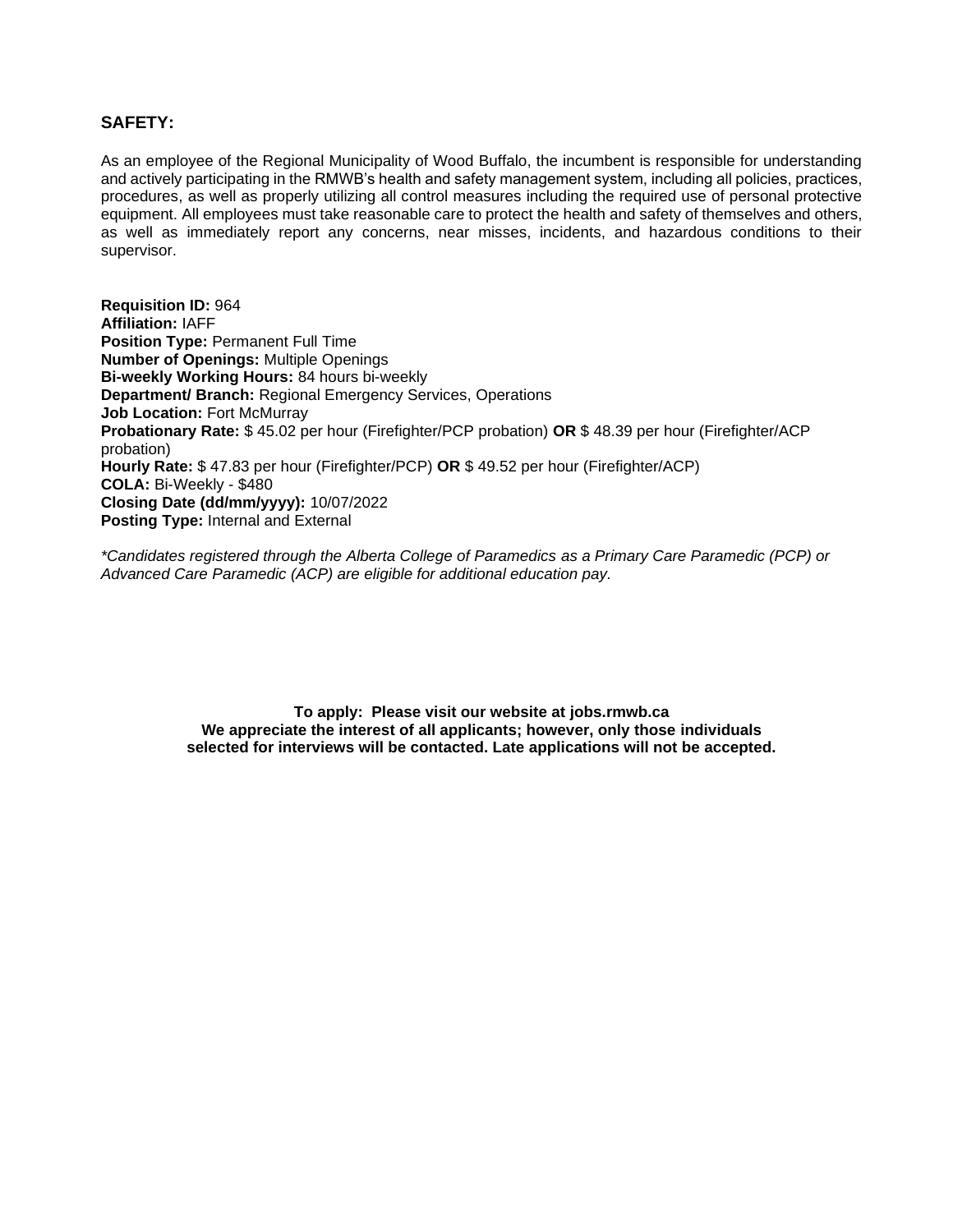## SAFETY:

As an employee of the Regional Municipality of Wood Buffalo, the incumbent is responsible for understanding and actively participating in the RMWB's health and safety management system, including all policies, practices, procedures, as well as properly utilizing all control measures including the required use of personal protective equipment. All employees must take reasonable care to protect the health and safety of themselves and others, as well as immediately report any concerns, near misses, incidents, and hazardous conditions to their supervisor.

**Requisition ID:** 964
**Affiliation:** IAFF
**Position Type:** Permanent Full Time
**Number of Openings:** Multiple Openings
**Bi-weekly Working Hours:** 84 hours bi-weekly
**Department/ Branch:** Regional Emergency Services, Operations
**Job Location:** Fort McMurray
**Probationary Rate:** $ 45.02 per hour (Firefighter/PCP probation) **OR** $ 48.39 per hour (Firefighter/ACP probation)
**Hourly Rate:** $ 47.83 per hour (Firefighter/PCP) **OR** $ 49.52 per hour (Firefighter/ACP)
**COLA:** Bi-Weekly - $480
**Closing Date (dd/mm/yyyy):** 10/07/2022
**Posting Type:** Internal and External

*\*Candidates registered through the Alberta College of Paramedics as a Primary Care Paramedic (PCP) or Advanced Care Paramedic (ACP) are eligible for additional education pay.*

**To apply: Please visit our website at jobs.rmwb.ca**
**We appreciate the interest of all applicants; however, only those individuals selected for interviews will be contacted. Late applications will not be accepted.**